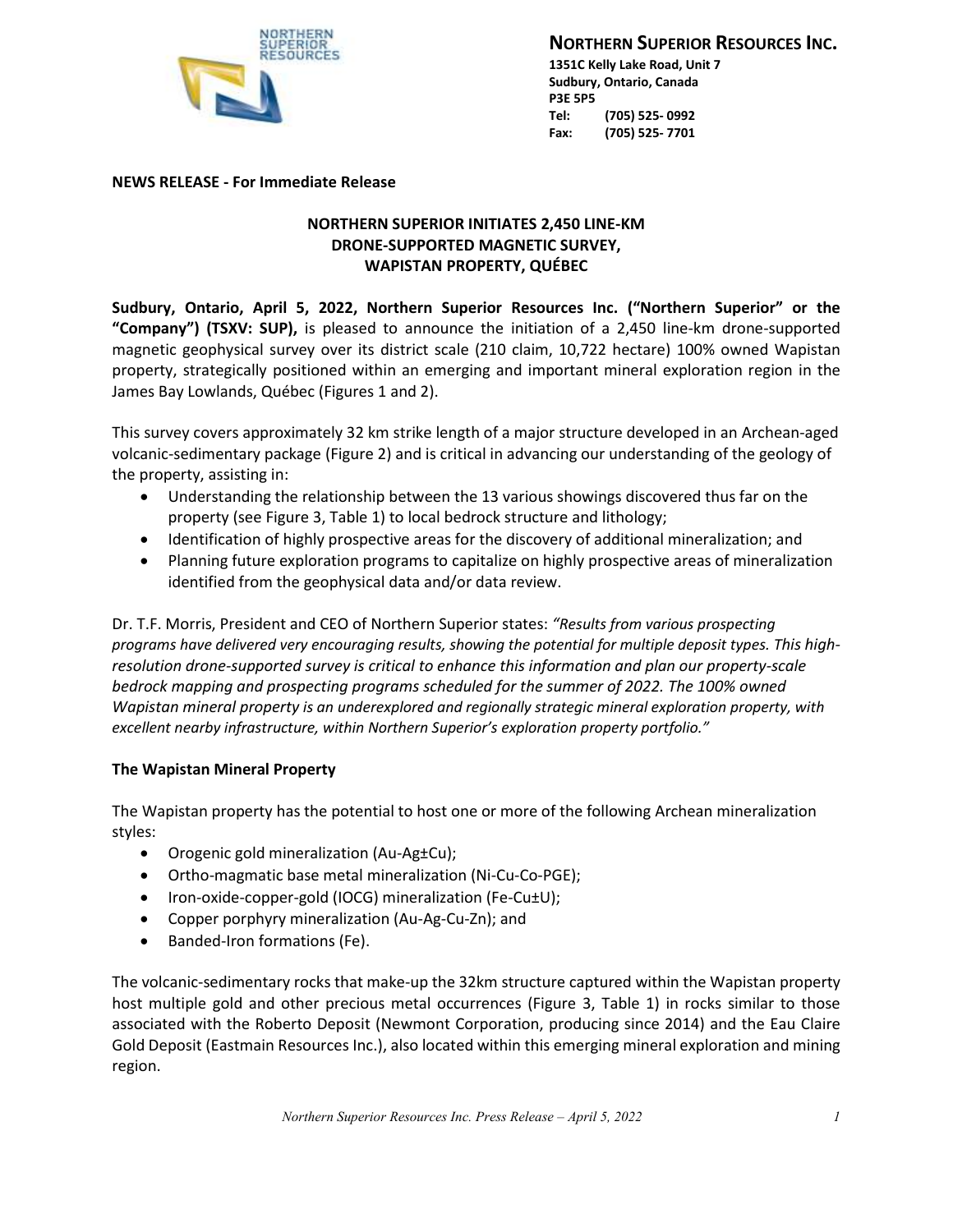**NORTHERN SUPERIOR RESOURCES INC.**
**1351C Kelly Lake Road, Unit 7**
**Sudbury, Ontario, Canada**
**P3E 5P5**
**Tel: (705) 525- 0992**
**Fax: (705) 525- 7701**

**NEWS RELEASE - For Immediate Release**

# NORTHERN SUPERIOR INITIATES 2,450 LINE-KM DRONE-SUPPORTED MAGNETIC SURVEY, WAPISTAN PROPERTY, QUÉBEC

**Sudbury, Ontario, April 5, 2022, Northern Superior Resources Inc. ("Northern Superior" or the "Company") (TSXV: SUP),** is pleased to announce the initiation of a 2,450 line-km drone-supported magnetic geophysical survey over its district scale (210 claim, 10,722 hectare) 100% owned Wapistan property, strategically positioned within an emerging and important mineral exploration region in the James Bay Lowlands, Québec (Figures 1 and 2).

This survey covers approximately 32 km strike length of a major structure developed in an Archean-aged volcanic-sedimentary package (Figure 2) and is critical in advancing our understanding of the geology of the property, assisting in:

- Understanding the relationship between the 13 various showings discovered thus far on the property (see Figure 3, Table 1) to local bedrock structure and lithology;
- Identification of highly prospective areas for the discovery of additional mineralization; and
- Planning future exploration programs to capitalize on highly prospective areas of mineralization identified from the geophysical data and/or data review.

Dr. T.F. Morris, President and CEO of Northern Superior states: *"Results from various prospecting programs have delivered very encouraging results, showing the potential for multiple deposit types. This high-resolution drone-supported survey is critical to enhance this information and plan our property-scale bedrock mapping and prospecting programs scheduled for the summer of 2022. The 100% owned Wapistan mineral property is an underexplored and regionally strategic mineral exploration property, with excellent nearby infrastructure, within Northern Superior's exploration property portfolio."*

## The Wapistan Mineral Property

The Wapistan property has the potential to host one or more of the following Archean mineralization styles:

- Orogenic gold mineralization (Au-Ag±Cu);
- Ortho-magmatic base metal mineralization (Ni-Cu-Co-PGE);
- Iron-oxide-copper-gold (IOCG) mineralization (Fe-Cu±U);
- Copper porphyry mineralization (Au-Ag-Cu-Zn); and
- Banded-Iron formations (Fe).

The volcanic-sedimentary rocks that make-up the 32km structure captured within the Wapistan property host multiple gold and other precious metal occurrences (Figure 3, Table 1) in rocks similar to those associated with the Roberto Deposit (Newmont Corporation, producing since 2014) and the Eau Claire Gold Deposit (Eastmain Resources Inc.), also located within this emerging mineral exploration and mining region.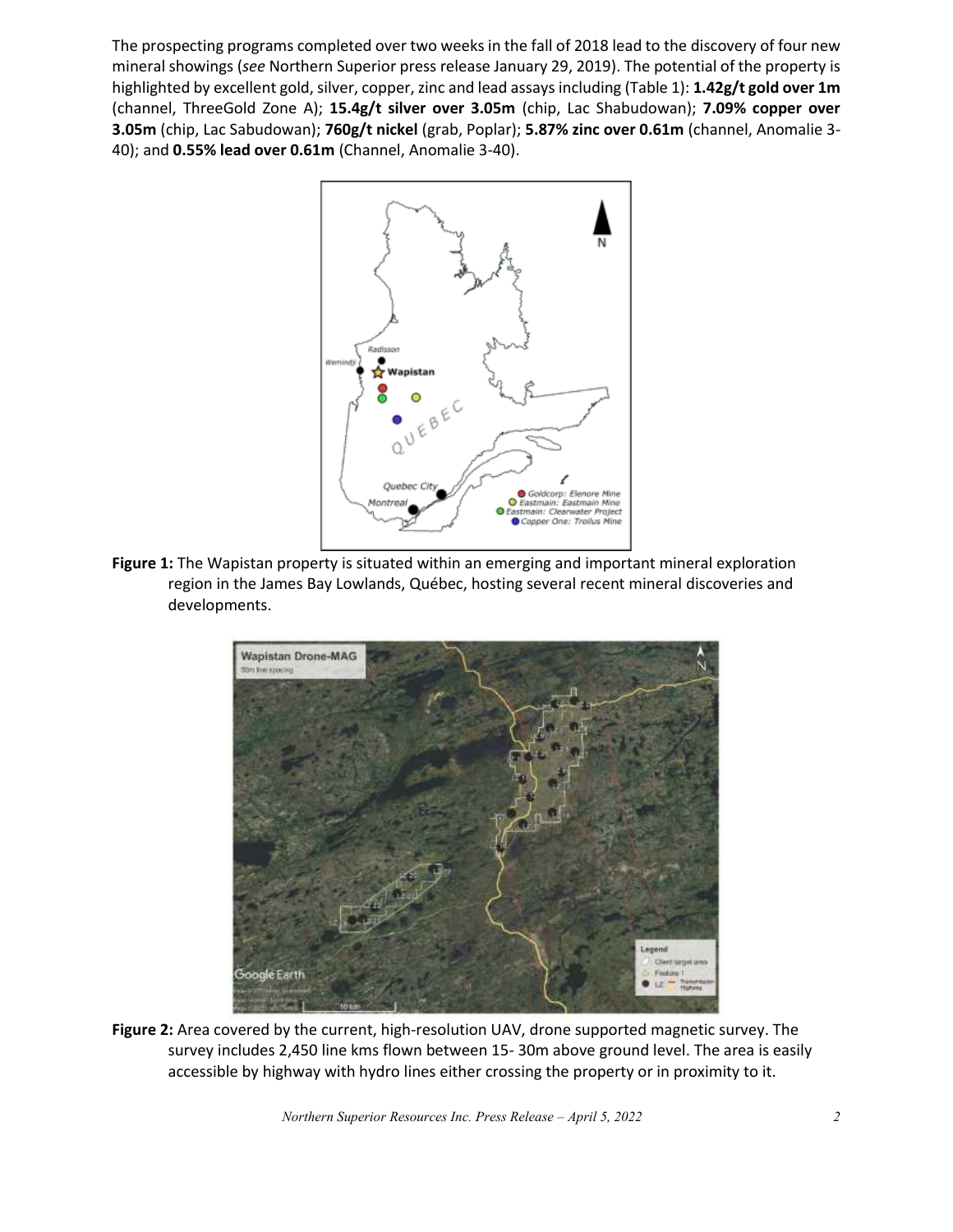The prospecting programs completed over two weeks in the fall of 2018 lead to the discovery of four new mineral showings (*see* Northern Superior press release January 29, 2019). The potential of the property is highlighted by excellent gold, silver, copper, zinc and lead assays including (Table 1): **1.42g/t gold over 1m** (channel, ThreeGold Zone A); **15.4g/t silver over 3.05m** (chip, Lac Shabudowan); **7.09% copper over 3.05m** (chip, Lac Sabudowan); **760g/t nickel** (grab, Poplar); **5.87% zinc over 0.61m** (channel, Anomalie 3-40); and **0.55% lead over 0.61m** (Channel, Anomalie 3-40).

**Figure 1:** The Wapistan property is situated within an emerging and important mineral exploration region in the James Bay Lowlands, Québec, hosting several recent mineral discoveries and developments.

**Figure 2:** Area covered by the current, high-resolution UAV, drone supported magnetic survey. The survey includes 2,450 line kms flown between 15- 30m above ground level. The area is easily accessible by highway with hydro lines either crossing the property or in proximity to it.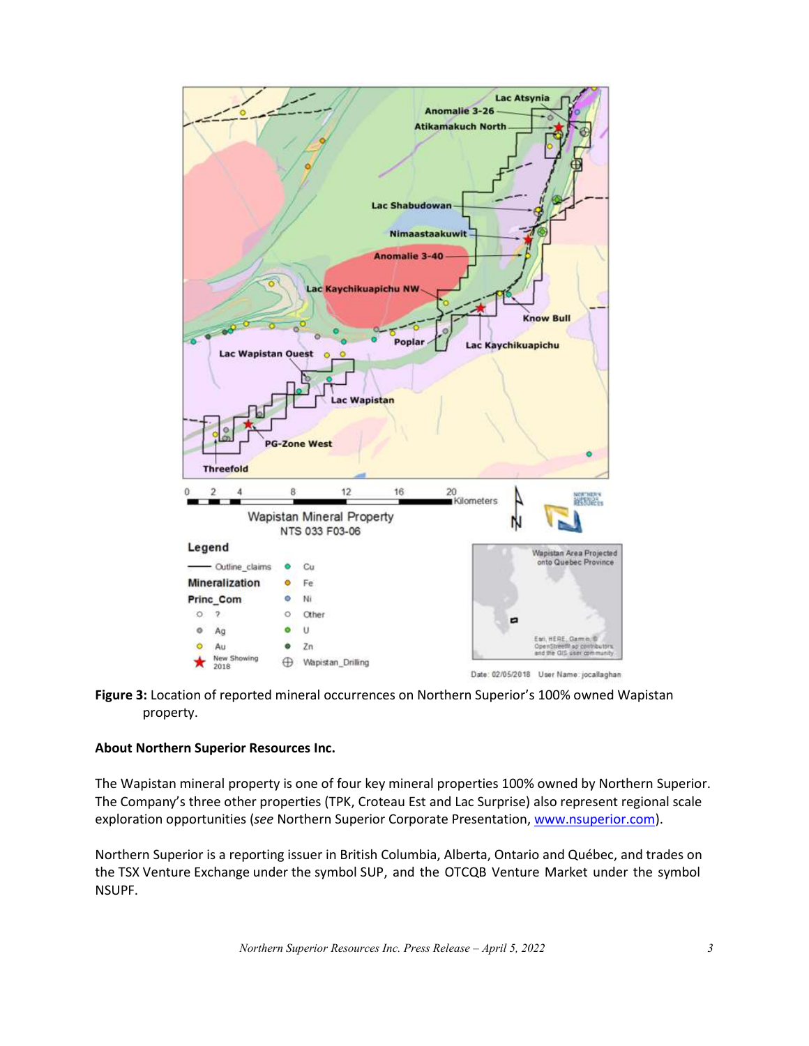Wapistan Mineral Property
NTS 033 F03-06

Lac Atsynia
Anomalie 3-26
Atikamakuch North
Lac Shabudowan
Nimaastaakuwit
Anomalie 3-40
Lac Kaychikuapichu NW
Know Bull
Poplar
Lac Kaychikuapichu
Lac Wapistan Ouest
Lac Wapistan
PG-Zone West
Threefold

0 2 4 8 12 16 20 Kilometers

Legend
Outline_claims
Mineralization
Princ_Com
? 
Ag
Au
New Showing 2018
Cu
Fe
Ni
Other
U
Zn
Wapistan_Drilling

Wapistan Area Projected onto Quebec Province

Esri, HERE, Garmin, © OpenStreetMap contributors, and the GIS user community

Date: 02/05/2018 User Name: jocallaghan

**Figure 3:** Location of reported mineral occurrences on Northern Superior's 100% owned Wapistan property.

**About Northern Superior Resources Inc.**

The Wapistan mineral property is one of four key mineral properties 100% owned by Northern Superior. The Company's three other properties (TPK, Croteau Est and Lac Surprise) also represent regional scale exploration opportunities (*see* Northern Superior Corporate Presentation, www.nsuperior.com).

Northern Superior is a reporting issuer in British Columbia, Alberta, Ontario and Québec, and trades on the TSX Venture Exchange under the symbol SUP, and the OTCQB Venture Market under the symbol NSUPF.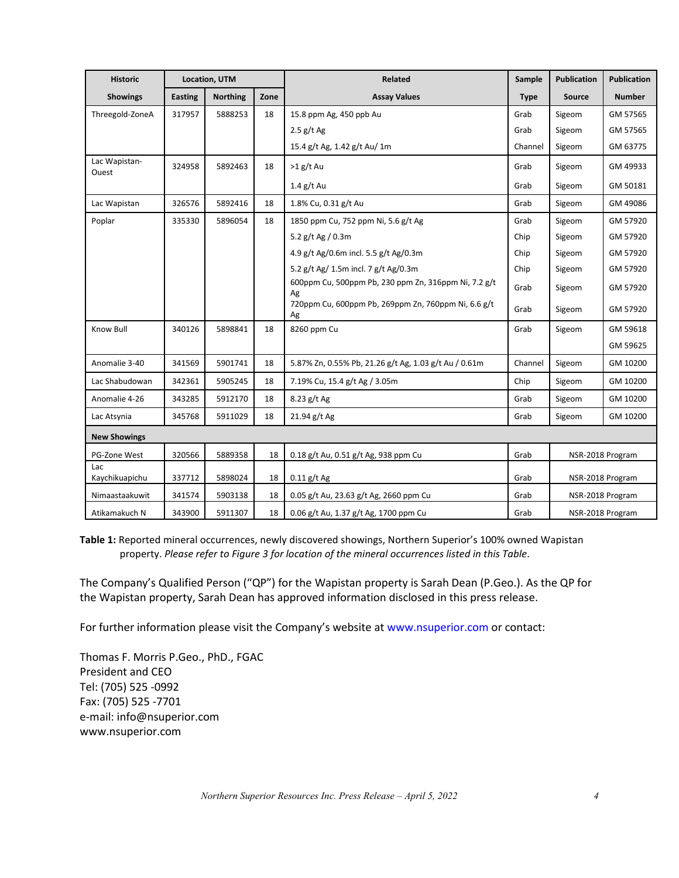| Historic | Location, UTM | | | Related | Sample | Publication | Publication |
|---|---|---|---|---|---|---|---|
| Showings | Easting | Northing | Zone | Assay Values | Type | Source | Number |
| Threegold-ZoneA | 317957 | 5888253 | 18 | 15.8 ppm Ag, 450 ppb Au | Grab | Sigeom | GM 57565 |
| | | | | 2.5 g/t Ag | Grab | Sigeom | GM 57565 |
| | | | | 15.4 g/t Ag, 1.42 g/t Au/ 1m | Channel | Sigeom | GM 63775 |
| Lac Wapistan-Ouest | 324958 | 5892463 | 18 | >1 g/t Au | Grab | Sigeom | GM 49933 |
| | | | | 1.4 g/t Au | Grab | Sigeom | GM 50181 |
| Lac Wapistan | 326576 | 5892416 | 18 | 1.8% Cu, 0.31 g/t Au | Grab | Sigeom | GM 49086 |
| Poplar | 335330 | 5896054 | 18 | 1850 ppm Cu, 752 ppm Ni, 5.6 g/t Ag | Grab | Sigeom | GM 57920 |
| | | | | 5.2 g/t Ag / 0.3m | Chip | Sigeom | GM 57920 |
| | | | | 4.9 g/t Ag/0.6m incl. 5.5 g/t Ag/0.3m | Chip | Sigeom | GM 57920 |
| | | | | 5.2 g/t Ag/ 1.5m incl. 7 g/t Ag/0.3m | Chip | Sigeom | GM 57920 |
| | | | | 600ppm Cu, 500ppm Pb, 230 ppm Zn, 316ppm Ni, 7.2 g/t Ag | Grab | Sigeom | GM 57920 |
| | | | | 720ppm Cu, 600ppm Pb, 269ppm Zn, 760ppm Ni, 6.6 g/t Ag | Grab | Sigeom | GM 57920 |
| Know Bull | 340126 | 5898841 | 18 | 8260 ppm Cu | Grab | Sigeom | GM 59618 |
| | | | | | | | GM 59625 |
| Anomalie 3-40 | 341569 | 5901741 | 18 | 5.87% Zn, 0.55% Pb, 21.26 g/t Ag, 1.03 g/t Au / 0.61m | Channel | Sigeom | GM 10200 |
| Lac Shabudowan | 342361 | 5905245 | 18 | 7.19% Cu, 15.4 g/t Ag / 3.05m | Chip | Sigeom | GM 10200 |
| Anomalie 4-26 | 343285 | 5912170 | 18 | 8.23 g/t Ag | Grab | Sigeom | GM 10200 |
| Lac Atsynia | 345768 | 5911029 | 18 | 21.94 g/t Ag | Grab | Sigeom | GM 10200 |
| **New Showings** | | | | | | | |
| PG-Zone West | 320566 | 5889358 | 18 | 0.18 g/t Au, 0.51 g/t Ag, 938 ppm Cu | Grab | NSR-2018 Program | |
| Lac Kaychikuapichu | 337712 | 5898024 | 18 | 0.11 g/t Ag | Grab | NSR-2018 Program | |
| Nimaastaakuwit | 341574 | 5903138 | 18 | 0.05 g/t Au, 23.63 g/t Ag, 2660 ppm Cu | Grab | NSR-2018 Program | |
| Atikamakuch N | 343900 | 5911307 | 18 | 0.06 g/t Au, 1.37 g/t Ag, 1700 ppm Cu | Grab | NSR-2018 Program | |

**Table 1:** Reported mineral occurrences, newly discovered showings, Northern Superior's 100% owned Wapistan property. *Please refer to Figure 3 for location of the mineral occurrences listed in this Table.*

The Company's Qualified Person ("QP") for the Wapistan property is Sarah Dean (P.Geo.). As the QP for the Wapistan property, Sarah Dean has approved information disclosed in this press release.

For further information please visit the Company's website at www.nsuperior.com or contact:

Thomas F. Morris P.Geo., PhD., FGAC
President and CEO
Tel: (705) 525 -0992
Fax: (705) 525 -7701
e-mail: info@nsuperior.com
www.nsuperior.com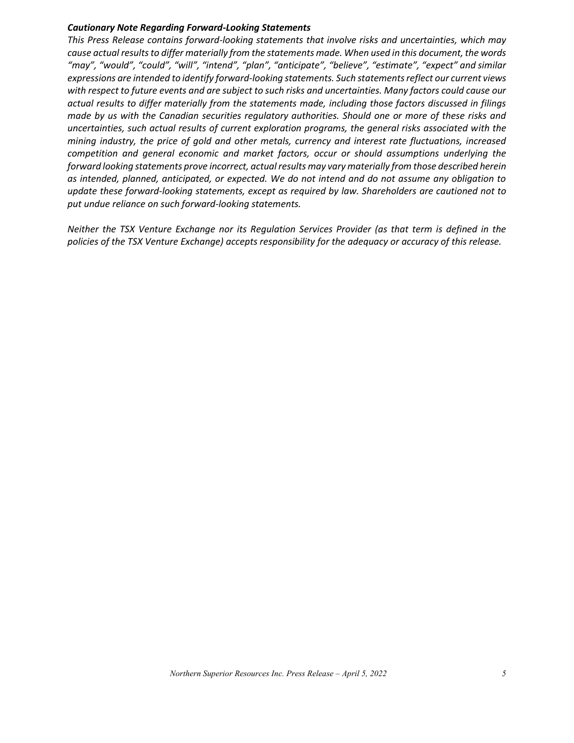***Cautionary Note Regarding Forward-Looking Statements***

*This Press Release contains forward-looking statements that involve risks and uncertainties, which may cause actual results to differ materially from the statements made. When used in this document, the words "may", "would", "could", "will", "intend", "plan", "anticipate", "believe", "estimate", "expect" and similar expressions are intended to identify forward-looking statements. Such statements reflect our current views with respect to future events and are subject to such risks and uncertainties. Many factors could cause our actual results to differ materially from the statements made, including those factors discussed in filings made by us with the Canadian securities regulatory authorities. Should one or more of these risks and uncertainties, such actual results of current exploration programs, the general risks associated with the mining industry, the price of gold and other metals, currency and interest rate fluctuations, increased competition and general economic and market factors, occur or should assumptions underlying the forward looking statements prove incorrect, actual results may vary materially from those described herein as intended, planned, anticipated, or expected. We do not intend and do not assume any obligation to update these forward-looking statements, except as required by law. Shareholders are cautioned not to put undue reliance on such forward-looking statements.*

*Neither the TSX Venture Exchange nor its Regulation Services Provider (as that term is defined in the policies of the TSX Venture Exchange) accepts responsibility for the adequacy or accuracy of this release.*